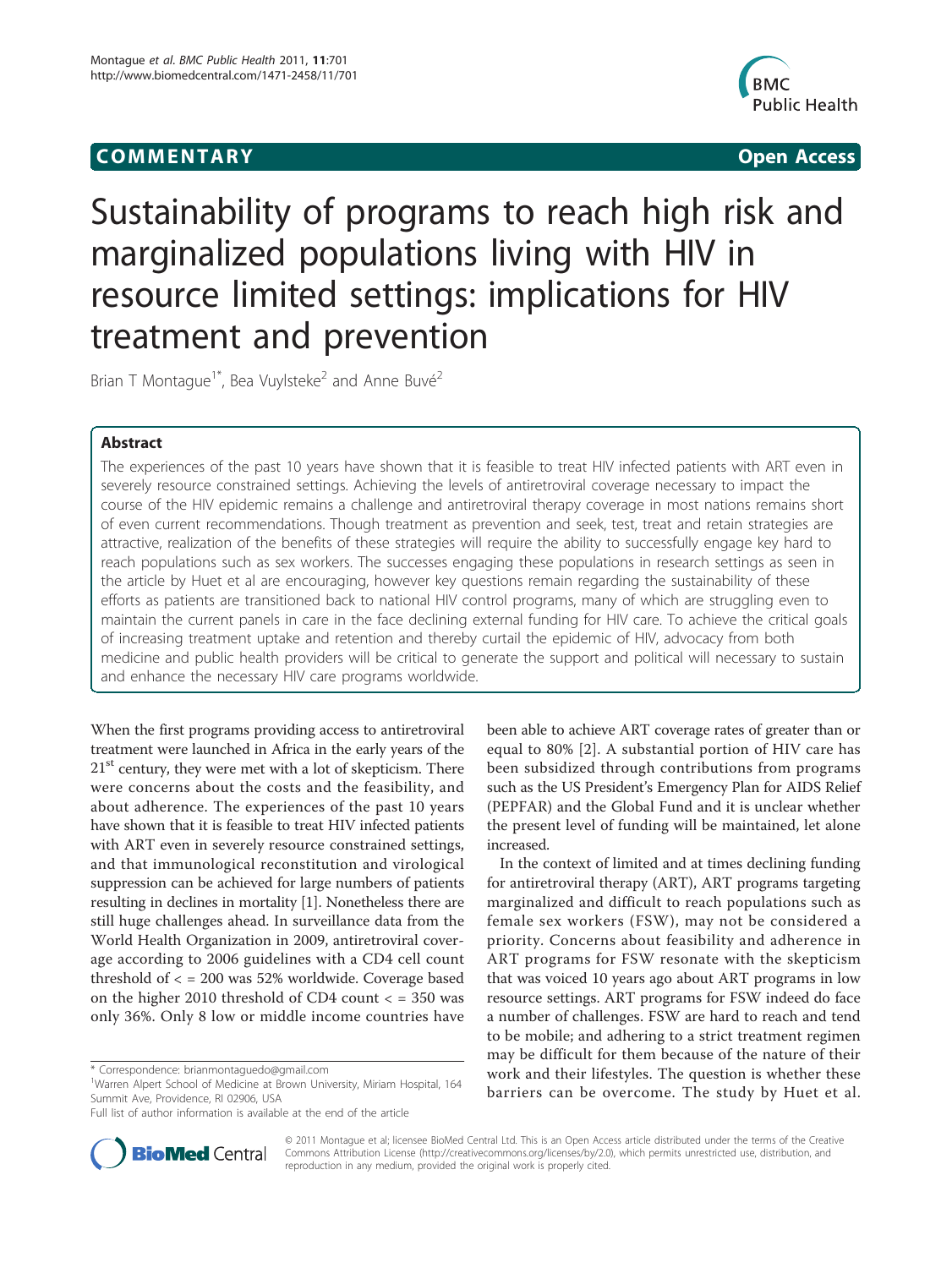**COMMENTARY** **Open Access**

# Sustainability of programs to reach high risk and marginalized populations living with HIV in resource limited settings: implications for HIV treatment and prevention

Brian T Montague[1*], Bea Vuylsteke[2] and Anne Buvé[2]

## Abstract

The experiences of the past 10 years have shown that it is feasible to treat HIV infected patients with ART even in severely resource constrained settings. Achieving the levels of antiretroviral coverage necessary to impact the course of the HIV epidemic remains a challenge and antiretroviral therapy coverage in most nations remains short of even current recommendations. Though treatment as prevention and seek, test, treat and retain strategies are attractive, realization of the benefits of these strategies will require the ability to successfully engage key hard to reach populations such as sex workers. The successes engaging these populations in research settings as seen in the article by Huet et al are encouraging, however key questions remain regarding the sustainability of these efforts as patients are transitioned back to national HIV control programs, many of which are struggling even to maintain the current panels in care in the face declining external funding for HIV care. To achieve the critical goals of increasing treatment uptake and retention and thereby curtail the epidemic of HIV, advocacy from both medicine and public health providers will be critical to generate the support and political will necessary to sustain and enhance the necessary HIV care programs worldwide.

When the first programs providing access to antiretroviral treatment were launched in Africa in the early years of the 21[st] century, they were met with a lot of skepticism. There were concerns about the costs and the feasibility, and about adherence. The experiences of the past 10 years have shown that it is feasible to treat HIV infected patients with ART even in severely resource constrained settings, and that immunological reconstitution and virological suppression can be achieved for large numbers of patients resulting in declines in mortality [1]. Nonetheless there are still huge challenges ahead. In surveillance data from the World Health Organization in 2009, antiretroviral coverage according to 2006 guidelines with a CD4 cell count threshold of < = 200 was 52% worldwide. Coverage based on the higher 2010 threshold of CD4 count < = 350 was only 36%. Only 8 low or middle income countries have been able to achieve ART coverage rates of greater than or equal to 80% [2]. A substantial portion of HIV care has been subsidized through contributions from programs such as the US President's Emergency Plan for AIDS Relief (PEPFAR) and the Global Fund and it is unclear whether the present level of funding will be maintained, let alone increased.

In the context of limited and at times declining funding for antiretroviral therapy (ART), ART programs targeting marginalized and difficult to reach populations such as female sex workers (FSW), may not be considered a priority. Concerns about feasibility and adherence in ART programs for FSW resonate with the skepticism that was voiced 10 years ago about ART programs in low resource settings. ART programs for FSW indeed do face a number of challenges. FSW are hard to reach and tend to be mobile; and adhering to a strict treatment regimen may be difficult for them because of the nature of their work and their lifestyles. The question is whether these barriers can be overcome. The study by Huet et al.

\* Correspondence: brianmontaguedo@gmail.com
[1]Warren Alpert School of Medicine at Brown University, Miriam Hospital, 164 Summit Ave, Providence, RI 02906, USA
Full list of author information is available at the end of the article

© 2011 Montague et al; licensee BioMed Central Ltd. This is an Open Access article distributed under the terms of the Creative Commons Attribution License (http://creativecommons.org/licenses/by/2.0), which permits unrestricted use, distribution, and reproduction in any medium, provided the original work is properly cited.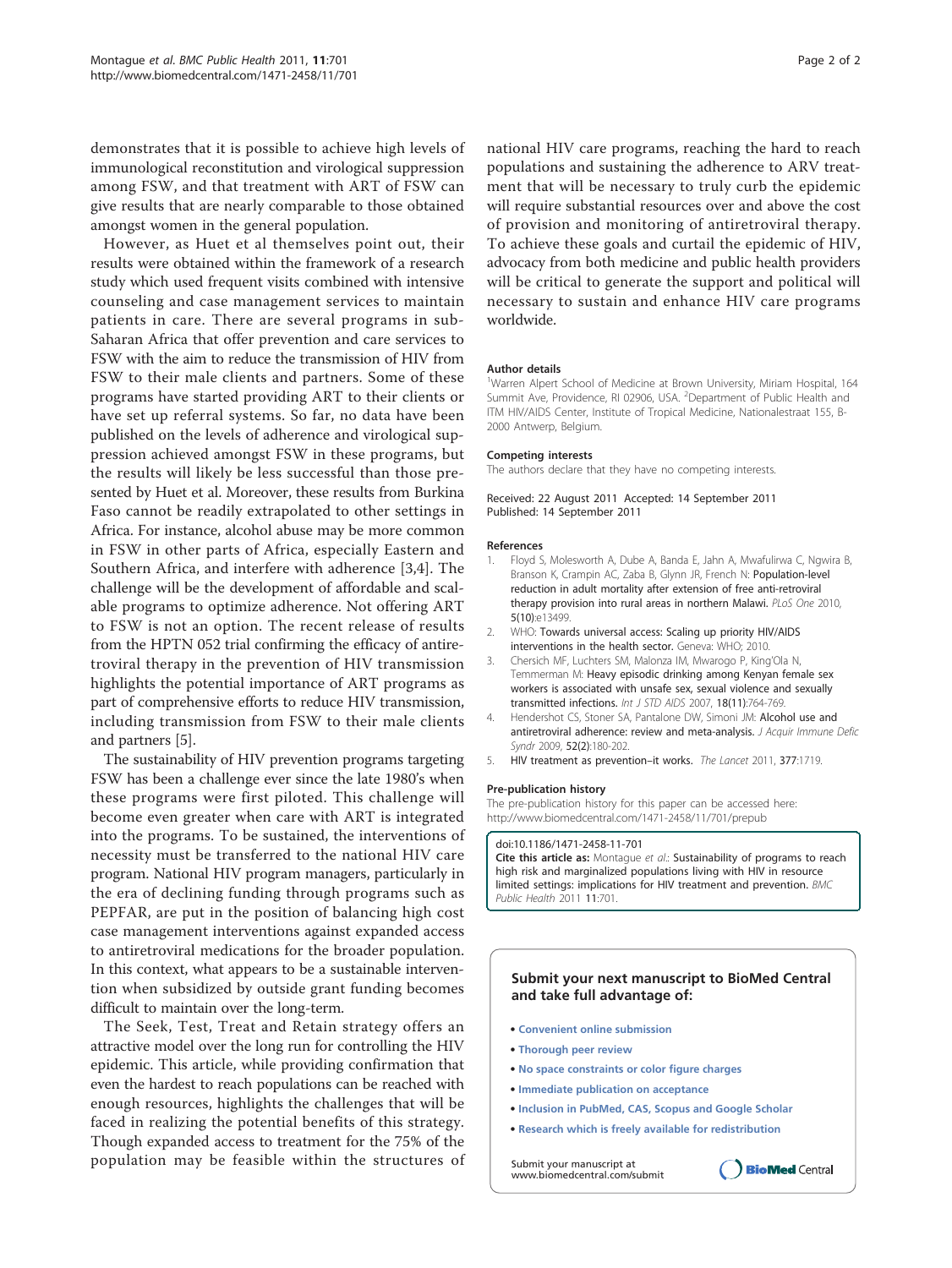demonstrates that it is possible to achieve high levels of immunological reconstitution and virological suppression among FSW, and that treatment with ART of FSW can give results that are nearly comparable to those obtained amongst women in the general population.

However, as Huet et al themselves point out, their results were obtained within the framework of a research study which used frequent visits combined with intensive counseling and case management services to maintain patients in care. There are several programs in sub-Saharan Africa that offer prevention and care services to FSW with the aim to reduce the transmission of HIV from FSW to their male clients and partners. Some of these programs have started providing ART to their clients or have set up referral systems. So far, no data have been published on the levels of adherence and virological suppression achieved amongst FSW in these programs, but the results will likely be less successful than those presented by Huet et al. Moreover, these results from Burkina Faso cannot be readily extrapolated to other settings in Africa. For instance, alcohol abuse may be more common in FSW in other parts of Africa, especially Eastern and Southern Africa, and interfere with adherence [3,4]. The challenge will be the development of affordable and scalable programs to optimize adherence. Not offering ART to FSW is not an option. The recent release of results from the HPTN 052 trial confirming the efficacy of antiretroviral therapy in the prevention of HIV transmission highlights the potential importance of ART programs as part of comprehensive efforts to reduce HIV transmission, including transmission from FSW to their male clients and partners [5].

The sustainability of HIV prevention programs targeting FSW has been a challenge ever since the late 1980's when these programs were first piloted. This challenge will become even greater when care with ART is integrated into the programs. To be sustained, the interventions of necessity must be transferred to the national HIV care program. National HIV program managers, particularly in the era of declining funding through programs such as PEPFAR, are put in the position of balancing high cost case management interventions against expanded access to antiretroviral medications for the broader population. In this context, what appears to be a sustainable intervention when subsidized by outside grant funding becomes difficult to maintain over the long-term.

The Seek, Test, Treat and Retain strategy offers an attractive model over the long run for controlling the HIV epidemic. This article, while providing confirmation that even the hardest to reach populations can be reached with enough resources, highlights the challenges that will be faced in realizing the potential benefits of this strategy. Though expanded access to treatment for the 75% of the population may be feasible within the structures of national HIV care programs, reaching the hard to reach populations and sustaining the adherence to ARV treatment that will be necessary to truly curb the epidemic will require substantial resources over and above the cost of provision and monitoring of antiretroviral therapy. To achieve these goals and curtail the epidemic of HIV, advocacy from both medicine and public health providers will be critical to generate the support and political will necessary to sustain and enhance HIV care programs worldwide.

#### Author details

[1]Warren Alpert School of Medicine at Brown University, Miriam Hospital, 164 Summit Ave, Providence, RI 02906, USA. [2]Department of Public Health and ITM HIV/AIDS Center, Institute of Tropical Medicine, Nationalestraat 155, B-2000 Antwerp, Belgium.

#### Competing interests

The authors declare that they have no competing interests.

Received: 22 August 2011 Accepted: 14 September 2011
Published: 14 September 2011

#### References

1. Floyd S, Molesworth A, Dube A, Banda E, Jahn A, Mwafulirwa C, Ngwira B, Branson K, Crampin AC, Zaba B, Glynn JR, French N: **Population-level reduction in adult mortality after extension of free anti-retroviral therapy provision into rural areas in northern Malawi.** *PLoS One* 2010, **5(10)**:e13499.
2. WHO: **Towards universal access: Scaling up priority HIV/AIDS interventions in the health sector.** Geneva: WHO; 2010.
3. Chersich MF, Luchters SM, Malonza IM, Mwarogo P, King'Ola N, Temmerman M: **Heavy episodic drinking among Kenyan female sex workers is associated with unsafe sex, sexual violence and sexually transmitted infections.** *Int J STD AIDS* 2007, **18(11)**:764-769.
4. Hendershot CS, Stoner SA, Pantalone DW, Simoni JM: **Alcohol use and antiretroviral adherence: review and meta-analysis.** *J Acquir Immune Defic Syndr* 2009, **52(2)**:180-202.
5. **HIV treatment as prevention–it works.** *The Lancet* 2011, **377**:1719.

#### Pre-publication history

The pre-publication history for this paper can be accessed here:
http://www.biomedcentral.com/1471-2458/11/701/prepub

doi:10.1186/1471-2458-11-701
**Cite this article as:** Montague *et al.*: Sustainability of programs to reach high risk and marginalized populations living with HIV in resource limited settings: implications for HIV treatment and prevention. *BMC Public Health* 2011 **11**:701.

**Submit your next manuscript to BioMed Central and take full advantage of:**

- Convenient online submission
- Thorough peer review
- No space constraints or color figure charges
- Immediate publication on acceptance
- Inclusion in PubMed, CAS, Scopus and Google Scholar
- Research which is freely available for redistribution

Submit your manuscript at www.biomedcentral.com/submit

BioMed Central